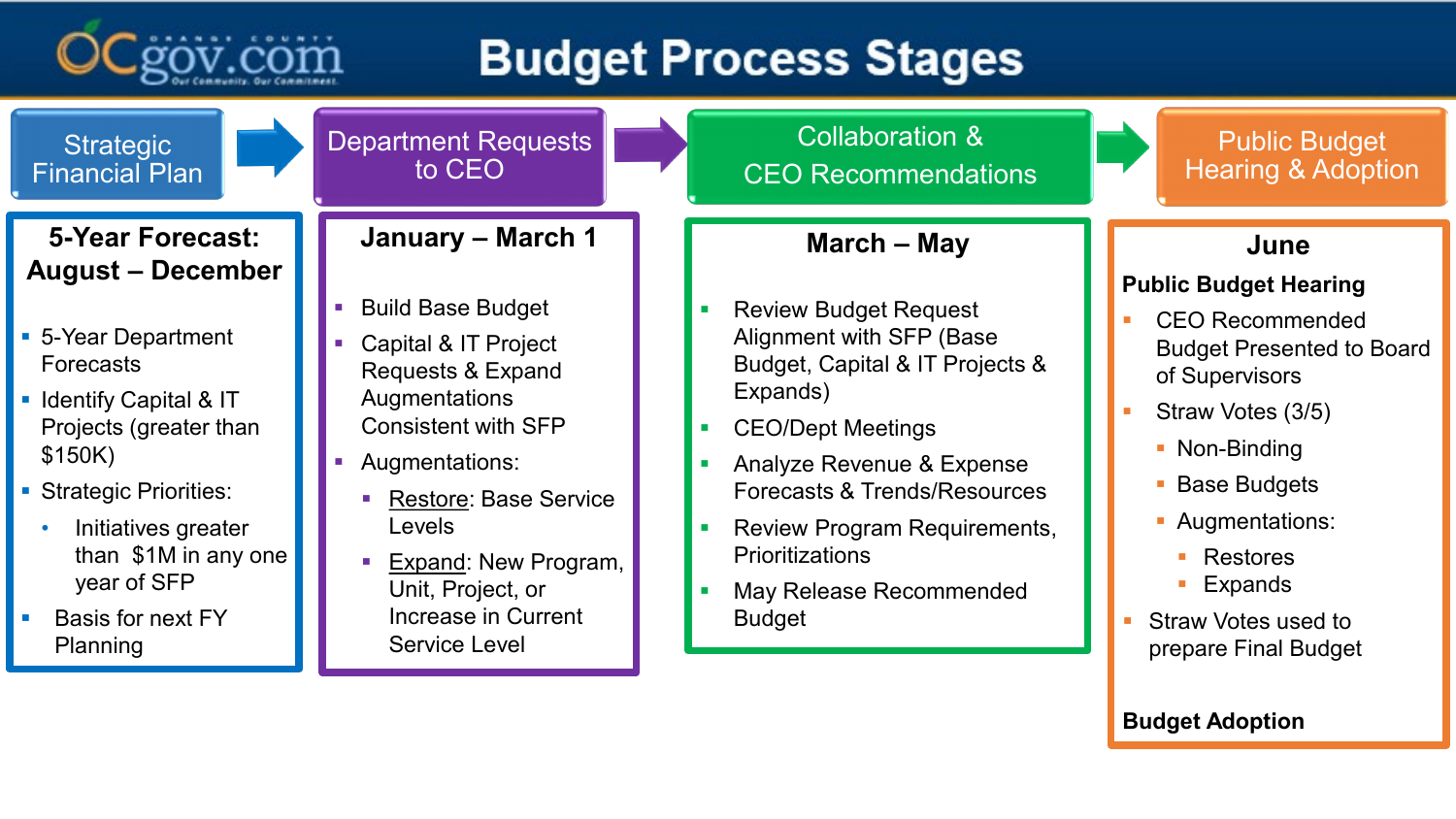# Budget Process Stages

## Strategic Financial Plan

### 5-Year Forecast: August – December

- 5-Year Department Forecasts
- Identify Capital & IT Projects (greater than $150K)
- Strategic Priorities:
  - Initiatives greater than $1M in any one year of SFP
- Basis for next FY Planning

## Department Requests to CEO

### January – March 1

- Build Base Budget
- Capital & IT Project Requests & Expand Augmentations Consistent with SFP
- Augmentations:
  - Restore: Base Service Levels
  - Expand: New Program, Unit, Project, or Increase in Current Service Level

## Collaboration & CEO Recommendations

### March – May

- Review Budget Request Alignment with SFP (Base Budget, Capital & IT Projects & Expands)
- CEO/Dept Meetings
- Analyze Revenue & Expense Forecasts & Trends/Resources
- Review Program Requirements, Prioritizations
- May Release Recommended Budget

## Public Budget Hearing & Adoption

### June

**Public Budget Hearing**

- CEO Recommended Budget Presented to Board of Supervisors
- Straw Votes (3/5)
  - Non-Binding
  - Base Budgets
  - Augmentations:
    - Restores
    - Expands
- Straw Votes used to prepare Final Budget

**Budget Adoption**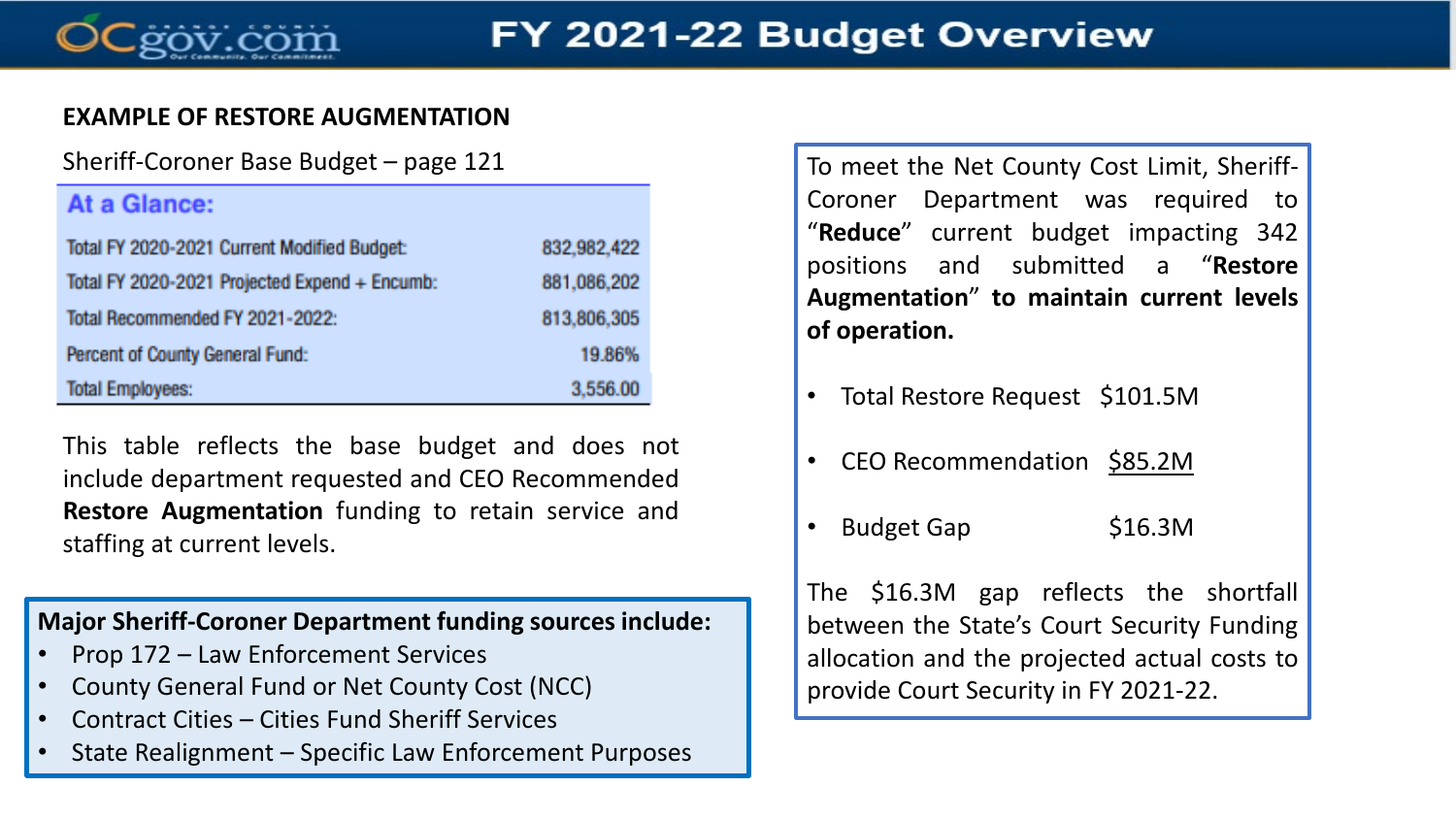# FY 2021-22 Budget Overview

## EXAMPLE OF RESTORE AUGMENTATION

Sheriff-Coroner Base Budget – page 121

| At a Glance: | |
|---|---|
| Total FY 2020-2021 Current Modified Budget: | 832,982,422 |
| Total FY 2020-2021 Projected Expend + Encumb: | 881,086,202 |
| Total Recommended FY 2021-2022: | 813,806,305 |
| Percent of County General Fund: | 19.86% |
| Total Employees: | 3,556.00 |

This table reflects the base budget and does not include department requested and CEO Recommended **Restore Augmentation** funding to retain service and staffing at current levels.

**Major Sheriff-Coroner Department funding sources include:**

- Prop 172 – Law Enforcement Services
- County General Fund or Net County Cost (NCC)
- Contract Cities – Cities Fund Sheriff Services
- State Realignment – Specific Law Enforcement Purposes

To meet the Net County Cost Limit, Sheriff-Coroner Department was required to "**Reduce**" current budget impacting 342 positions and submitted a "**Restore Augmentation**" **to maintain current levels of operation.**

- Total Restore Request $101.5M
- CEO Recommendation $85.2M
- Budget Gap $16.3M

The $16.3M gap reflects the shortfall between the State's Court Security Funding allocation and the projected actual costs to provide Court Security in FY 2021-22.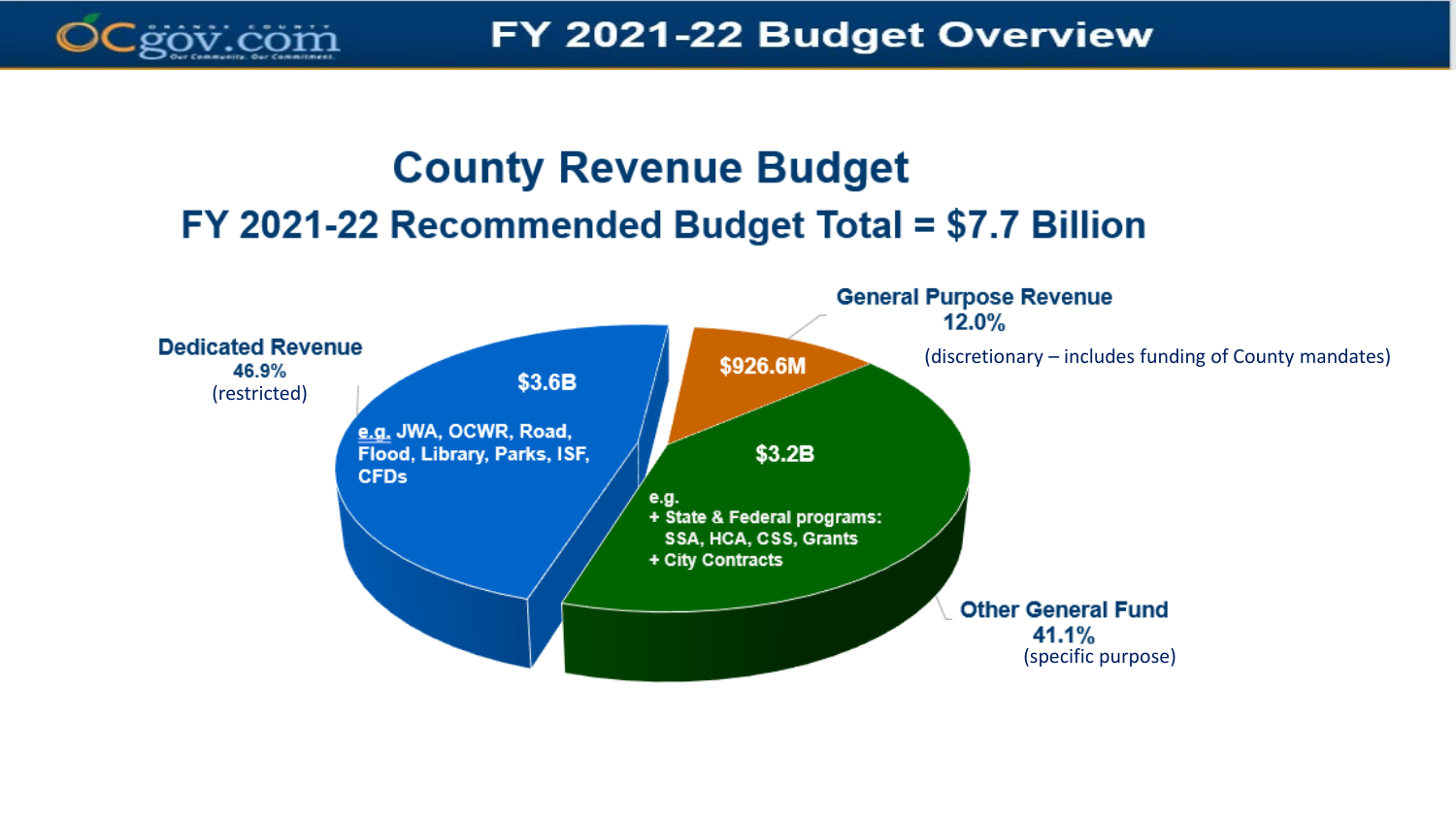# County Revenue Budget

## FY 2021-22 Recommended Budget Total = $7.7 Billion

**Dedicated Revenue**
**46.9%**
(restricted)

**$3.6B**

**e.g. JWA, OCWR, Road, Flood, Library, Parks, ISF, CFDs**

**General Purpose Revenue**
**12.0%**
(discretionary – includes funding of County mandates)

**$926.6M**

**Other General Fund**
**41.1%**
(specific purpose)

**$3.2B**

**e.g.**
- **State & Federal programs: SSA, HCA, CSS, Grants**
- **City Contracts**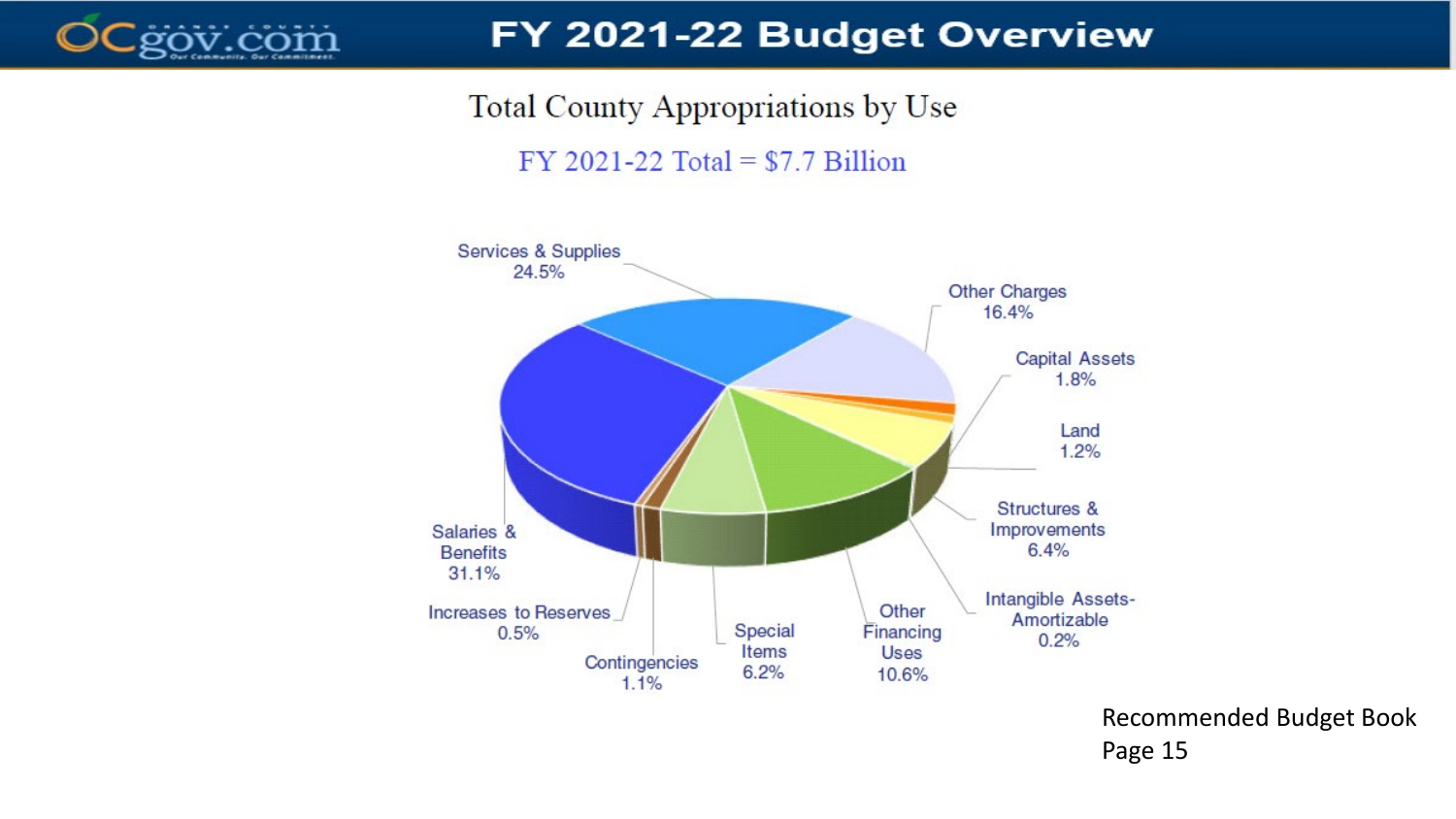# FY 2021-22 Budget Overview

## Total County Appropriations by Use

FY 2021-22 Total = $7.7 Billion

Services & Supplies 24.5%

Other Charges 16.4%

Capital Assets 1.8%

Land 1.2%

Structures & Improvements 6.4%

Intangible Assets-Amortizable 0.2%

Other Financing Uses 10.6%

Special Items 6.2%

Contingencies 1.1%

Increases to Reserves 0.5%

Salaries & Benefits 31.1%

Recommended Budget Book Page 15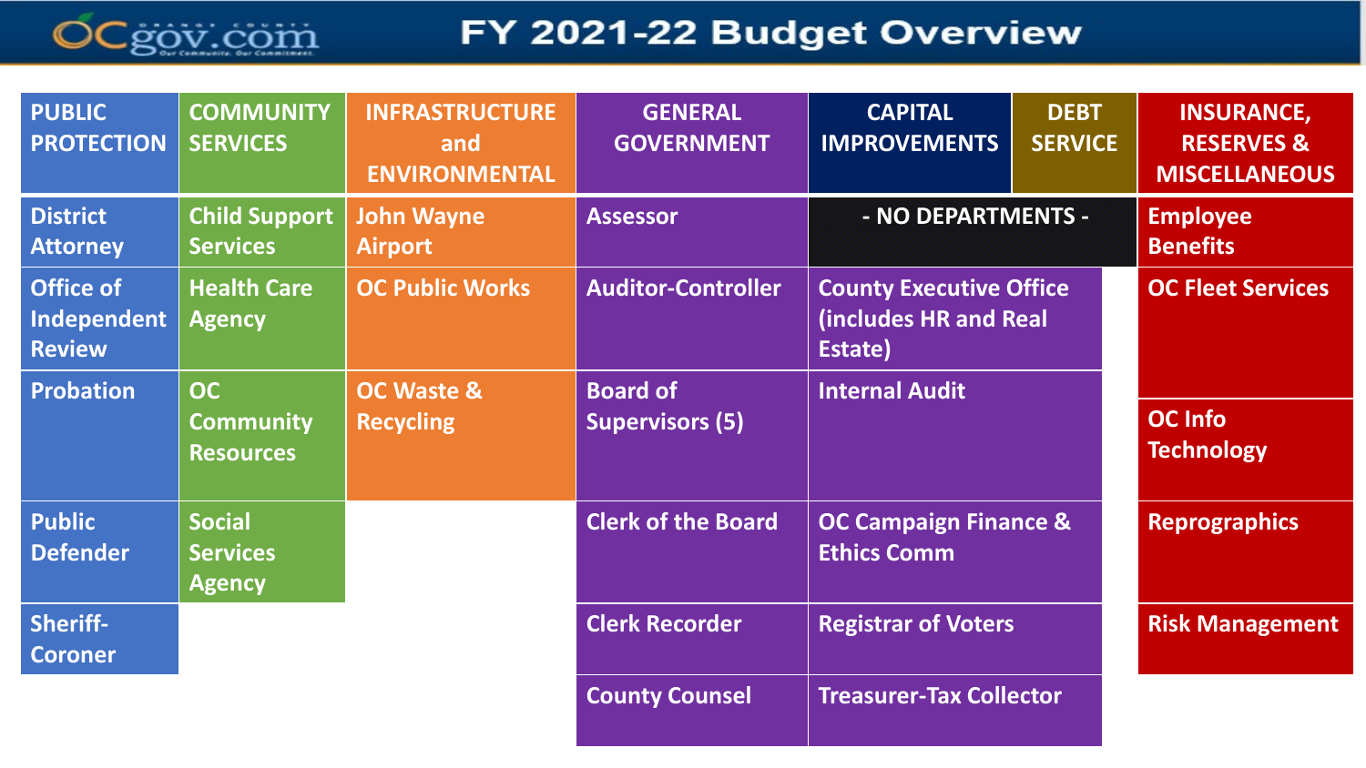# FY 2021-22 Budget Overview

| PUBLIC PROTECTION | COMMUNITY SERVICES | INFRASTRUCTURE and ENVIRONMENTAL | GENERAL GOVERNMENT | CAPITAL IMPROVEMENTS | DEBT SERVICE | INSURANCE, RESERVES & MISCELLANEOUS |
|---|---|---|---|---|---|---|
| District Attorney | Child Support Services | John Wayne Airport | Assessor | - NO DEPARTMENTS - | | Employee Benefits |
| Office of Independent Review | Health Care Agency | OC Public Works | Auditor-Controller | | | OC Fleet Services |
| Probation | OC Community Resources | OC Waste & Recycling | Board of Supervisors (5) | | | OC Info Technology |
| Public Defender | Social Services Agency | | Clerk of the Board | | | Reprographics |
| Sheriff-Coroner | | | Clerk Recorder | | | Risk Management |
| | | | County Counsel | | | |
| | | | County Executive Office (includes HR and Real Estate) | | | |
| | | | Internal Audit | | | |
| | | | OC Campaign Finance & Ethics Comm | | | |
| | | | Registrar of Voters | | | |
| | | | Treasurer-Tax Collector | | | |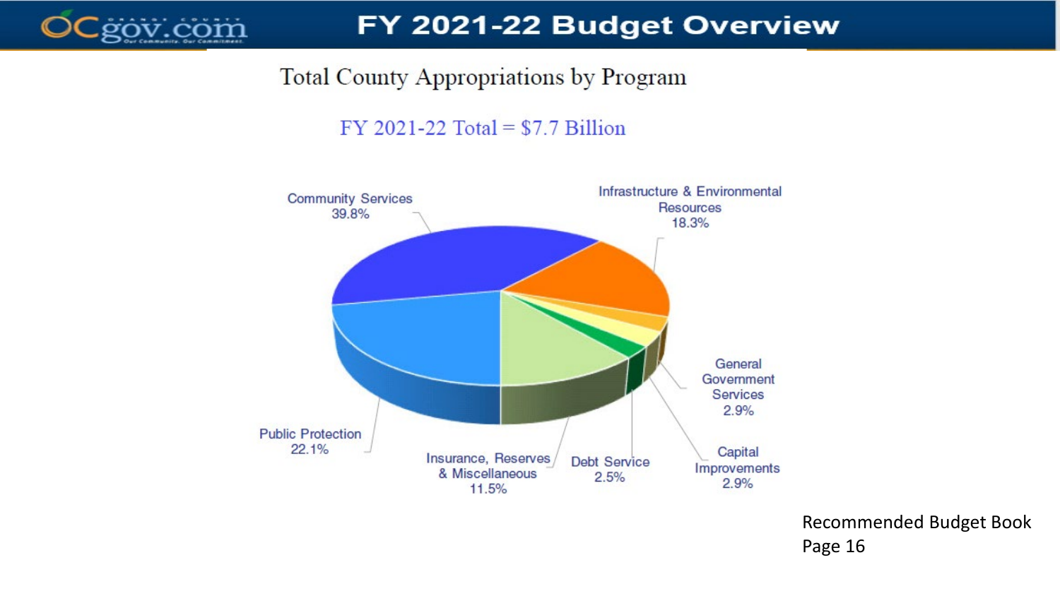# FY 2021-22 Budget Overview

## Total County Appropriations by Program

FY 2021-22 Total = $7.7 Billion

Community Services 39.8%

Infrastructure & Environmental Resources 18.3%

General Government Services 2.9%

Capital Improvements 2.9%

Debt Service 2.5%

Insurance, Reserves & Miscellaneous 11.5%

Public Protection 22.1%

Recommended Budget Book Page 16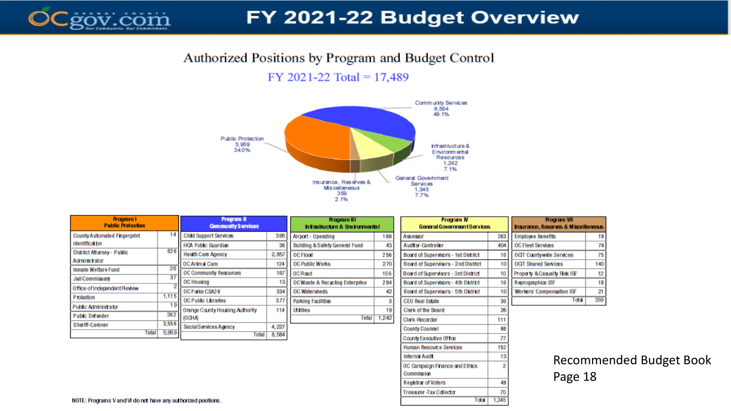# FY 2021-22 Budget Overview

## Authorized Positions by Program and Budget Control

FY 2021-22 Total = 17,489

Community Services 8,584 49.1%
Public Protection 5,959 34.0%
Infrastructure & Environmental Resources 1,242 7.1%
General Government Services 1,345 7.7%
Insurance, Reserves & Miscellaneous 359 2.1%

| Program I Public Protection | |
|---|---|
| County Automated Fingerprint Identification | 14 |
| District Attorney - Public Administrator | 826 |
| Inmate Welfare Fund | 28 |
| Jail Commissary | 37 |
| Office of Independent Review | 2 |
| Probation | 1,115 |
| Public Administrator | 19 |
| Public Defender | 362 |
| Sheriff-Coroner | 3,556 |
| Total | 5,959 |

| Program II Community Services | |
|---|---|
| Child Support Services | 395 |
| HCA Public Guardian | 36 |
| Health Care Agency | 2,857 |
| OC Animal Care | 124 |
| OC Community Resources | 107 |
| OC Housing | 13 |
| OC Parks CSA26 | 334 |
| OC Public Libraries | 377 |
| Orange County Housing Authority (OCHA) | 114 |
| Social Services Agency | 4,227 |
| Total | 8,584 |

| Program III Infrastructure & Environmental | |
|---|---|
| Airport - Operating | 169 |
| Building & Safety General Fund | 43 |
| OC Flood | 256 |
| OC Public Works | 270 |
| OC Road | 156 |
| OC Waste & Recycling Enterprise | 284 |
| OC Watersheds | 42 |
| Parking Facilities | 3 |
| Utilities | 19 |
| Total | 1,242 |

| Program IV General Government Services | |
|---|---|
| Assessor | 263 |
| Auditor-Controller | 404 |
| Board of Supervisors - 1st District | 10 |
| Board of Supervisors - 2nd District | 10 |
| Board of Supervisors - 3rd District | 10 |
| Board of Supervisors - 4th District | 10 |
| Board of Supervisors - 5th District | 10 |
| CEO Real Estate | 30 |
| Clerk of the Board | 26 |
| Clerk-Recorder | 111 |
| County Counsel | 98 |
| County Executive Office | 77 |
| Human Resource Services | 152 |
| Internal Audit | 13 |
| OC Campaign Finance and Ethics Commission | 2 |
| Registrar of Voters | 49 |
| Treasurer-Tax Collector | 70 |
| Total | 1,345 |

| Program VII Insurance, Reserves & Miscellaneous | |
|---|---|
| Employee Benefits | 19 |
| OC Fleet Services | 74 |
| OCIT Countywide Services | 75 |
| OCIT Shared Services | 140 |
| Property & Casualty Risk ISF | 12 |
| Reprographics ISF | 18 |
| Workers' Compensation ISF | 21 |
| Total | 359 |

NOTE: Programs V and VI do not have any authorized positions.

Recommended Budget Book Page 18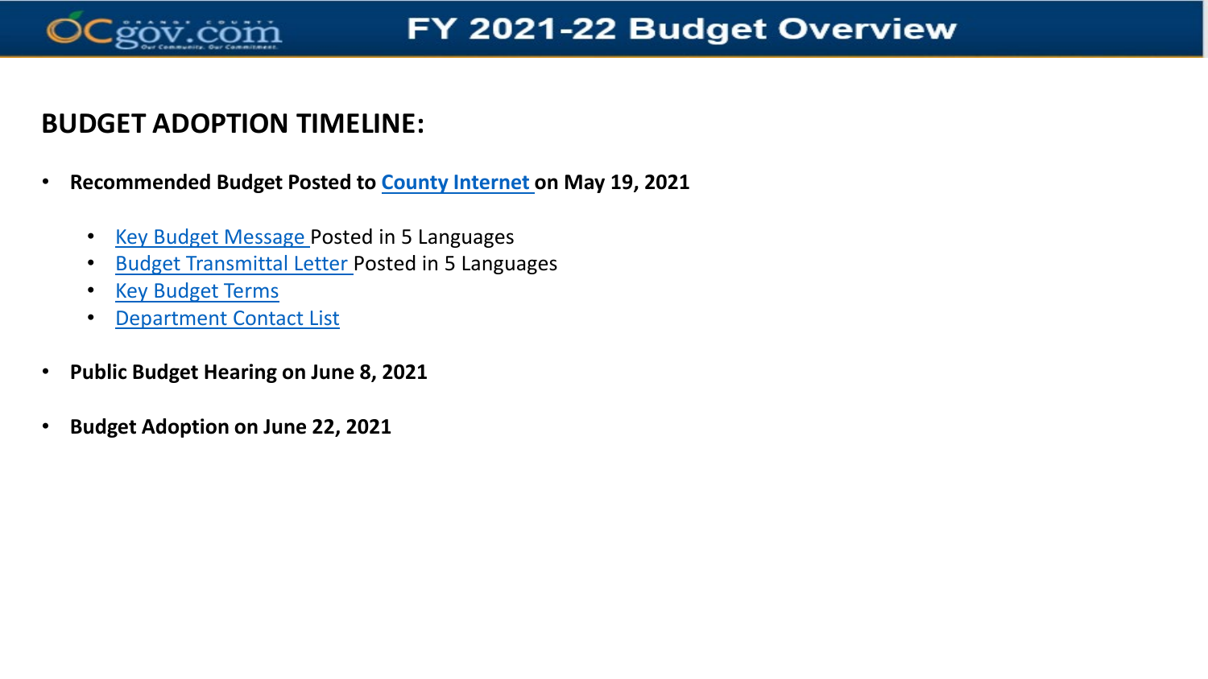## BUDGET ADOPTION TIMELINE:

- **Recommended Budget Posted to County Internet on May 19, 2021**
  - Key Budget Message Posted in 5 Languages
  - Budget Transmittal Letter Posted in 5 Languages
  - Key Budget Terms
  - Department Contact List
- **Public Budget Hearing on June 8, 2021**
- **Budget Adoption on June 22, 2021**